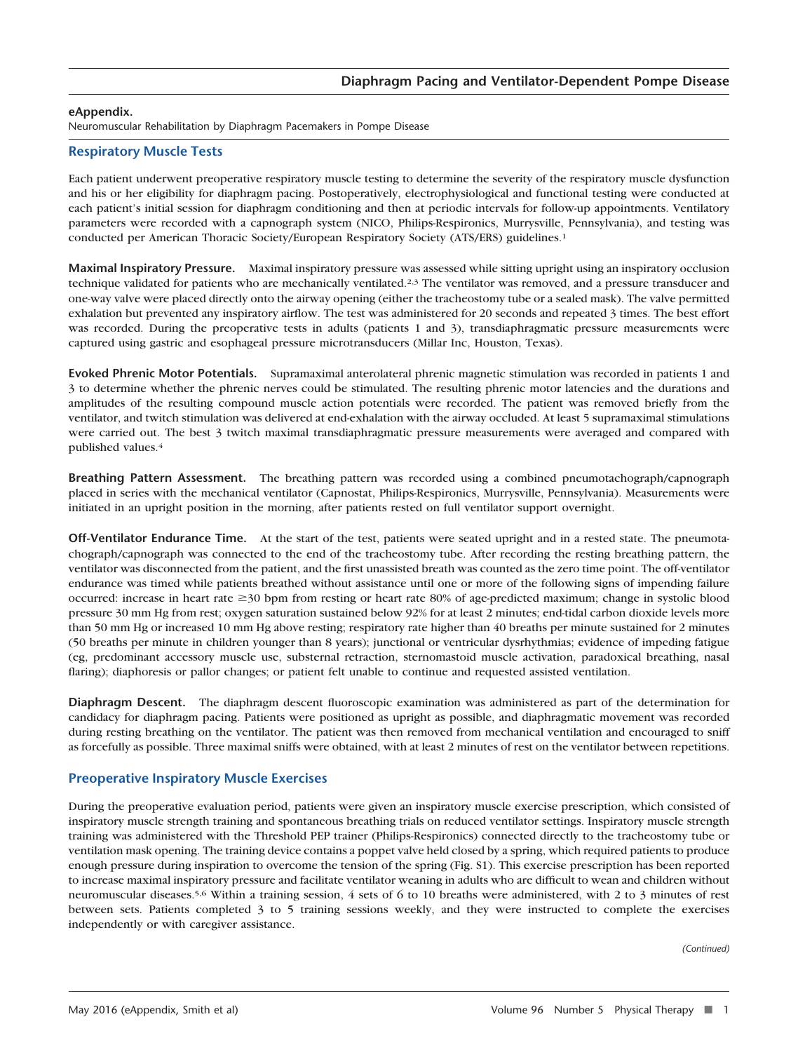**eAppendix.**
Neuromuscular Rehabilitation by Diaphragm Pacemakers in Pompe Disease

## Respiratory Muscle Tests

Each patient underwent preoperative respiratory muscle testing to determine the severity of the respiratory muscle dysfunction and his or her eligibility for diaphragm pacing. Postoperatively, electrophysiological and functional testing were conducted at each patient's initial session for diaphragm conditioning and then at periodic intervals for follow-up appointments. Ventilatory parameters were recorded with a capnograph system (NICO, Philips-Respironics, Murrysville, Pennsylvania), and testing was conducted per American Thoracic Society/European Respiratory Society (ATS/ERS) guidelines.[1]

**Maximal Inspiratory Pressure.** Maximal inspiratory pressure was assessed while sitting upright using an inspiratory occlusion technique validated for patients who are mechanically ventilated.[2,3] The ventilator was removed, and a pressure transducer and one-way valve were placed directly onto the airway opening (either the tracheostomy tube or a sealed mask). The valve permitted exhalation but prevented any inspiratory airflow. The test was administered for 20 seconds and repeated 3 times. The best effort was recorded. During the preoperative tests in adults (patients 1 and 3), transdiaphragmatic pressure measurements were captured using gastric and esophageal pressure microtransducers (Millar Inc, Houston, Texas).

**Evoked Phrenic Motor Potentials.** Supramaximal anterolateral phrenic magnetic stimulation was recorded in patients 1 and 3 to determine whether the phrenic nerves could be stimulated. The resulting phrenic motor latencies and the durations and amplitudes of the resulting compound muscle action potentials were recorded. The patient was removed briefly from the ventilator, and twitch stimulation was delivered at end-exhalation with the airway occluded. At least 5 supramaximal stimulations were carried out. The best 3 twitch maximal transdiaphragmatic pressure measurements were averaged and compared with published values.[4]

**Breathing Pattern Assessment.** The breathing pattern was recorded using a combined pneumotachograph/capnograph placed in series with the mechanical ventilator (Capnostat, Philips-Respironics, Murrysville, Pennsylvania). Measurements were initiated in an upright position in the morning, after patients rested on full ventilator support overnight.

**Off-Ventilator Endurance Time.** At the start of the test, patients were seated upright and in a rested state. The pneumotachograph/capnograph was connected to the end of the tracheostomy tube. After recording the resting breathing pattern, the ventilator was disconnected from the patient, and the first unassisted breath was counted as the zero time point. The off-ventilator endurance was timed while patients breathed without assistance until one or more of the following signs of impending failure occurred: increase in heart rate ≥30 bpm from resting or heart rate 80% of age-predicted maximum; change in systolic blood pressure 30 mm Hg from rest; oxygen saturation sustained below 92% for at least 2 minutes; end-tidal carbon dioxide levels more than 50 mm Hg or increased 10 mm Hg above resting; respiratory rate higher than 40 breaths per minute sustained for 2 minutes (50 breaths per minute in children younger than 8 years); junctional or ventricular dysrhythmias; evidence of impeding fatigue (eg, predominant accessory muscle use, substernal retraction, sternomastoid muscle activation, paradoxical breathing, nasal flaring); diaphoresis or pallor changes; or patient felt unable to continue and requested assisted ventilation.

**Diaphragm Descent.** The diaphragm descent fluoroscopic examination was administered as part of the determination for candidacy for diaphragm pacing. Patients were positioned as upright as possible, and diaphragmatic movement was recorded during resting breathing on the ventilator. The patient was then removed from mechanical ventilation and encouraged to sniff as forcefully as possible. Three maximal sniffs were obtained, with at least 2 minutes of rest on the ventilator between repetitions.

## Preoperative Inspiratory Muscle Exercises

During the preoperative evaluation period, patients were given an inspiratory muscle exercise prescription, which consisted of inspiratory muscle strength training and spontaneous breathing trials on reduced ventilator settings. Inspiratory muscle strength training was administered with the Threshold PEP trainer (Philips-Respironics) connected directly to the tracheostomy tube or ventilation mask opening. The training device contains a poppet valve held closed by a spring, which required patients to produce enough pressure during inspiration to overcome the tension of the spring (Fig. S1). This exercise prescription has been reported to increase maximal inspiratory pressure and facilitate ventilator weaning in adults who are difficult to wean and children without neuromuscular diseases.[5,6] Within a training session, 4 sets of 6 to 10 breaths were administered, with 2 to 3 minutes of rest between sets. Patients completed 3 to 5 training sessions weekly, and they were instructed to complete the exercises independently or with caregiver assistance.

*(Continued)*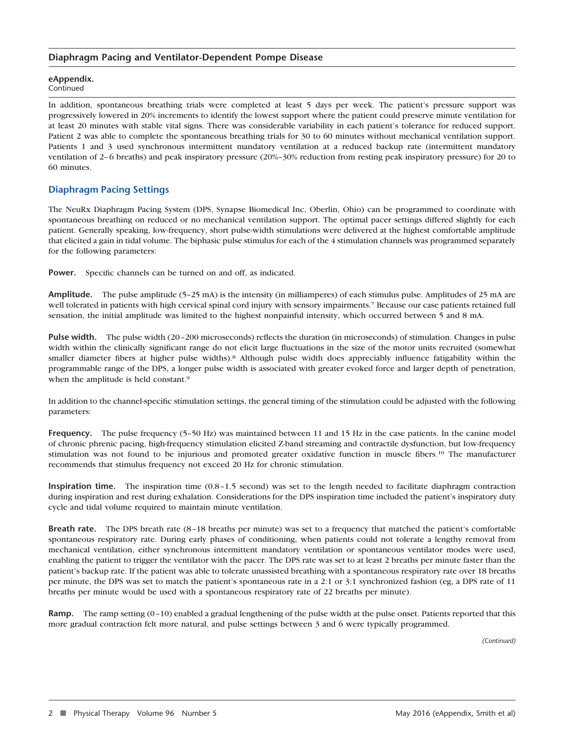**eAppendix.**
Continued

In addition, spontaneous breathing trials were completed at least 5 days per week. The patient's pressure support was progressively lowered in 20% increments to identify the lowest support where the patient could preserve minute ventilation for at least 20 minutes with stable vital signs. There was considerable variability in each patient's tolerance for reduced support. Patient 2 was able to complete the spontaneous breathing trials for 30 to 60 minutes without mechanical ventilation support. Patients 1 and 3 used synchronous intermittent mandatory ventilation at a reduced backup rate (intermittent mandatory ventilation of 2–6 breaths) and peak inspiratory pressure (20%–30% reduction from resting peak inspiratory pressure) for 20 to 60 minutes.

## Diaphragm Pacing Settings

The NeuRx Diaphragm Pacing System (DPS, Synapse Biomedical Inc, Oberlin, Ohio) can be programmed to coordinate with spontaneous breathing on reduced or no mechanical ventilation support. The optimal pacer settings differed slightly for each patient. Generally speaking, low-frequency, short pulse-width stimulations were delivered at the highest comfortable amplitude that elicited a gain in tidal volume. The biphasic pulse stimulus for each of the 4 stimulation channels was programmed separately for the following parameters:

**Power.** Specific channels can be turned on and off, as indicated.

**Amplitude.** The pulse amplitude (5–25 mA) is the intensity (in milliamperes) of each stimulus pulse. Amplitudes of 25 mA are well tolerated in patients with high cervical spinal cord injury with sensory impairments.[7] Because our case patients retained full sensation, the initial amplitude was limited to the highest nonpainful intensity, which occurred between 5 and 8 mA.

**Pulse width.** The pulse width (20–200 microseconds) reflects the duration (in microseconds) of stimulation. Changes in pulse width within the clinically significant range do not elicit large fluctuations in the size of the motor units recruited (somewhat smaller diameter fibers at higher pulse widths).[8] Although pulse width does appreciably influence fatigability within the programmable range of the DPS, a longer pulse width is associated with greater evoked force and larger depth of penetration, when the amplitude is held constant.[9]

In addition to the channel-specific stimulation settings, the general timing of the stimulation could be adjusted with the following parameters:

**Frequency.** The pulse frequency (5–50 Hz) was maintained between 11 and 15 Hz in the case patients. In the canine model of chronic phrenic pacing, high-frequency stimulation elicited Z-band streaming and contractile dysfunction, but low-frequency stimulation was not found to be injurious and promoted greater oxidative function in muscle fibers.[10] The manufacturer recommends that stimulus frequency not exceed 20 Hz for chronic stimulation.

**Inspiration time.** The inspiration time (0.8–1.5 second) was set to the length needed to facilitate diaphragm contraction during inspiration and rest during exhalation. Considerations for the DPS inspiration time included the patient's inspiratory duty cycle and tidal volume required to maintain minute ventilation.

**Breath rate.** The DPS breath rate (8–18 breaths per minute) was set to a frequency that matched the patient's comfortable spontaneous respiratory rate. During early phases of conditioning, when patients could not tolerate a lengthy removal from mechanical ventilation, either synchronous intermittent mandatory ventilation or spontaneous ventilator modes were used, enabling the patient to trigger the ventilator with the pacer. The DPS rate was set to at least 2 breaths per minute faster than the patient's backup rate. If the patient was able to tolerate unassisted breathing with a spontaneous respiratory rate over 18 breaths per minute, the DPS was set to match the patient's spontaneous rate in a 2:1 or 3:1 synchronized fashion (eg, a DPS rate of 11 breaths per minute would be used with a spontaneous respiratory rate of 22 breaths per minute).

**Ramp.** The ramp setting (0–10) enabled a gradual lengthening of the pulse width at the pulse onset. Patients reported that this more gradual contraction felt more natural, and pulse settings between 3 and 6 were typically programmed.

*(Continued)*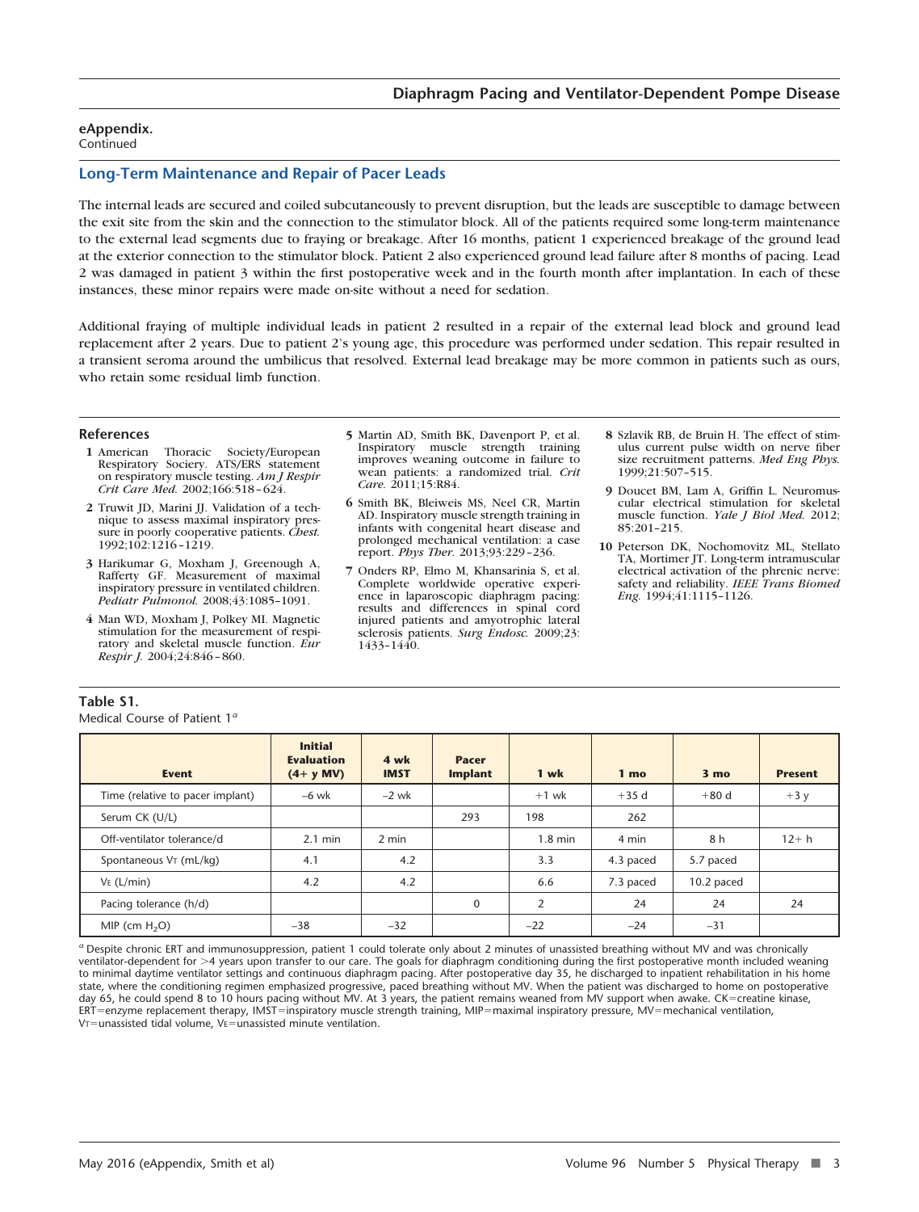**eAppendix.**
Continued

## Long-Term Maintenance and Repair of Pacer Leads

The internal leads are secured and coiled subcutaneously to prevent disruption, but the leads are susceptible to damage between the exit site from the skin and the connection to the stimulator block. All of the patients required some long-term maintenance to the external lead segments due to fraying or breakage. After 16 months, patient 1 experienced breakage of the ground lead at the exterior connection to the stimulator block. Patient 2 also experienced ground lead failure after 8 months of pacing. Lead 2 was damaged in patient 3 within the first postoperative week and in the fourth month after implantation. In each of these instances, these minor repairs were made on-site without a need for sedation.

Additional fraying of multiple individual leads in patient 2 resulted in a repair of the external lead block and ground lead replacement after 2 years. Due to patient 2's young age, this procedure was performed under sedation. This repair resulted in a transient seroma around the umbilicus that resolved. External lead breakage may be more common in patients such as ours, who retain some residual limb function.

### References

1. American Thoracic Society/European Respiratory Society. ATS/ERS statement on respiratory muscle testing. *Am J Respir Crit Care Med.* 2002;166:518–624.
2. Truwit JD, Marini JJ. Validation of a technique to assess maximal inspiratory pressure in poorly cooperative patients. *Chest.* 1992;102:1216–1219.
3. Harikumar G, Moxham J, Greenough A, Rafferty GF. Measurement of maximal inspiratory pressure in ventilated children. *Pediatr Pulmonol.* 2008;43:1085–1091.
4. Man WD, Moxham J, Polkey MI. Magnetic stimulation for the measurement of respiratory and skeletal muscle function. *Eur Respir J.* 2004;24:846–860.
5. Martin AD, Smith BK, Davenport P, et al. Inspiratory muscle strength training improves weaning outcome in failure to wean patients: a randomized trial. *Crit Care.* 2011;15:R84.
6. Smith BK, Bleiweis MS, Neel CR, Martin AD. Inspiratory muscle strength training in infants with congenital heart disease and prolonged mechanical ventilation: a case report. *Phys Ther.* 2013;93:229–236.
7. Onders RP, Elmo M, Khansarinia S, et al. Complete worldwide operative experience in laparoscopic diaphragm pacing: results and differences in spinal cord injured patients and amyotrophic lateral sclerosis patients. *Surg Endosc.* 2009;23:1433–1440.
8. Szlavik RB, de Bruin H. The effect of stimulus current pulse width on nerve fiber size recruitment patterns. *Med Eng Phys.* 1999;21:507–515.
9. Doucet BM, Lam A, Griffin L. Neuromuscular electrical stimulation for skeletal muscle function. *Yale J Biol Med.* 2012;85:201–215.
10. Peterson DK, Nochomovitz ML, Stellato TA, Mortimer JT. Long-term intramuscular electrical activation of the phrenic nerve: safety and reliability. *IEEE Trans Biomed Eng.* 1994;41:1115–1126.

**Table S1.**
Medical Course of Patient 1[a]

| Event | Initial Evaluation (4+ y MV) | 4 wk IMST | Pacer Implant | 1 wk | 1 mo | 3 mo | Present |
|---|---|---|---|---|---|---|---|
| Time (relative to pacer implant) | −6 wk | −2 wk | | +1 wk | +35 d | +80 d | +3 y |
| Serum CK (U/L) | | | 293 | 198 | 262 | | |
| Off-ventilator tolerance/d | 2.1 min | 2 min | | 1.8 min | 4 min | 8 h | 12+ h |
| Spontaneous $V_T$ (mL/kg) | 4.1 | 4.2 | | 3.3 | 4.3 paced | 5.7 paced | |
| $V_E$ (L/min) | 4.2 | 4.2 | | 6.6 | 7.3 paced | 10.2 paced | |
| Pacing tolerance (h/d) | | | 0 | 2 | 24 | 24 | 24 |
| MIP (cm $H_2O$) | −38 | −32 | | −22 | −24 | −31 | |

[a] Despite chronic ERT and immunosuppression, patient 1 could tolerate only about 2 minutes of unassisted breathing without MV and was chronically ventilator-dependent for >4 years upon transfer to our care. The goals for diaphragm conditioning during the first postoperative month included weaning to minimal daytime ventilator settings and continuous diaphragm pacing. After postoperative day 35, he discharged to inpatient rehabilitation in his home state, where the conditioning regimen emphasized progressive, paced breathing without MV. When the patient was discharged to home on postoperative day 65, he could spend 8 to 10 hours pacing without MV. At 3 years, the patient remains weaned from MV support when awake. CK=creatine kinase, ERT=enzyme replacement therapy, IMST=inspiratory muscle strength training, MIP=maximal inspiratory pressure, MV=mechanical ventilation, $V_T$=unassisted tidal volume, $V_E$=unassisted minute ventilation.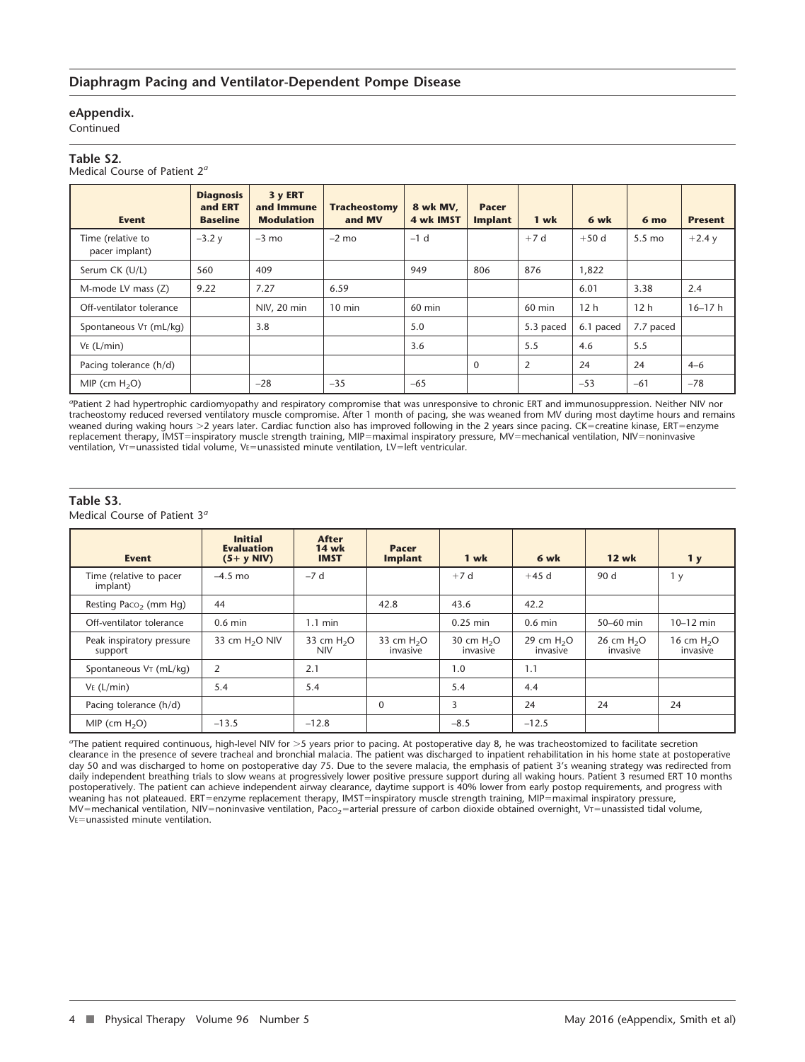**eAppendix.**
Continued

**Table S2.**
Medical Course of Patient 2[a]

| Event | Diagnosis and ERT Baseline | 3 y ERT and Immune Modulation | Tracheostomy and MV | 8 wk MV, 4 wk IMST | Pacer Implant | 1 wk | 6 wk | 6 mo | Present |
|---|---|---|---|---|---|---|---|---|---|
| Time (relative to pacer implant) | –3.2 y | –3 mo | –2 mo | –1 d | | +7 d | +50 d | 5.5 mo | +2.4 y |
| Serum CK (U/L) | 560 | 409 | | 949 | 806 | 876 | 1,822 | | |
| M-mode LV mass (Z) | 9.22 | 7.27 | 6.59 | | | | 6.01 | 3.38 | 2.4 |
| Off-ventilator tolerance | | NIV, 20 min | 10 min | 60 min | | 60 min | 12 h | 12 h | 16–17 h |
| Spontaneous $V_T$ (mL/kg) | | 3.8 | | 5.0 | | 5.3 paced | 6.1 paced | 7.7 paced | |
| $V_E$ (L/min) | | | | 3.6 | | 5.5 | 4.6 | 5.5 | |
| Pacing tolerance (h/d) | | | | | 0 | 2 | 24 | 24 | 4–6 |
| MIP (cm $H_2O$) | | –28 | –35 | –65 | | | –53 | –61 | –78 |

[a]Patient 2 had hypertrophic cardiomyopathy and respiratory compromise that was unresponsive to chronic ERT and immunosuppression. Neither NIV nor tracheostomy reduced reversed ventilatory muscle compromise. After 1 month of pacing, she was weaned from MV during most daytime hours and remains weaned during waking hours >2 years later. Cardiac function also has improved following in the 2 years since pacing. CK=creatine kinase, ERT=enzyme replacement therapy, IMST=inspiratory muscle strength training, MIP=maximal inspiratory pressure, MV=mechanical ventilation, NIV=noninvasive ventilation, $V_T$=unassisted tidal volume, $V_E$=unassisted minute ventilation, LV=left ventricular.

**Table S3.**
Medical Course of Patient 3[a]

| Event | Initial Evaluation (5+ y NIV) | After 14 wk IMST | Pacer Implant | 1 wk | 6 wk | 12 wk | 1 y |
|---|---|---|---|---|---|---|---|
| Time (relative to pacer implant) | –4.5 mo | –7 d | | +7 d | +45 d | 90 d | 1 y |
| Resting $Pa_{CO_2}$ (mm Hg) | 44 | | 42.8 | 43.6 | 42.2 | | |
| Off-ventilator tolerance | 0.6 min | 1.1 min | | 0.25 min | 0.6 min | 50–60 min | 10–12 min |
| Peak inspiratory pressure support | 33 cm $H_2O$ NIV | 33 cm $H_2O$ NIV | 33 cm $H_2O$ invasive | 30 cm $H_2O$ invasive | 29 cm $H_2O$ invasive | 26 cm $H_2O$ invasive | 16 cm $H_2O$ invasive |
| Spontaneous $V_T$ (mL/kg) | 2 | 2.1 | | 1.0 | 1.1 | | |
| $V_E$ (L/min) | 5.4 | 5.4 | | 5.4 | 4.4 | | |
| Pacing tolerance (h/d) | | | 0 | 3 | 24 | 24 | 24 |
| MIP (cm $H_2O$) | –13.5 | –12.8 | | –8.5 | –12.5 | | |

[a]The patient required continuous, high-level NIV for >5 years prior to pacing. At postoperative day 8, he was tracheostomized to facilitate secretion clearance in the presence of severe tracheal and bronchial malacia. The patient was discharged to inpatient rehabilitation in his home state at postoperative day 50 and was discharged to home on postoperative day 75. Due to the severe malacia, the emphasis of patient 3's weaning strategy was redirected from daily independent breathing trials to slow weans at progressively lower positive pressure support during all waking hours. Patient 3 resumed ERT 10 months postoperatively. The patient can achieve independent airway clearance, daytime support is 40% lower from early postop requirements, and progress with weaning has not plateaued. ERT=enzyme replacement therapy, IMST=inspiratory muscle strength training, MIP=maximal inspiratory pressure, MV=mechanical ventilation, NIV=noninvasive ventilation, $Pa_{CO_2}$=arterial pressure of carbon dioxide obtained overnight, $V_T$=unassisted tidal volume, $V_E$=unassisted minute ventilation.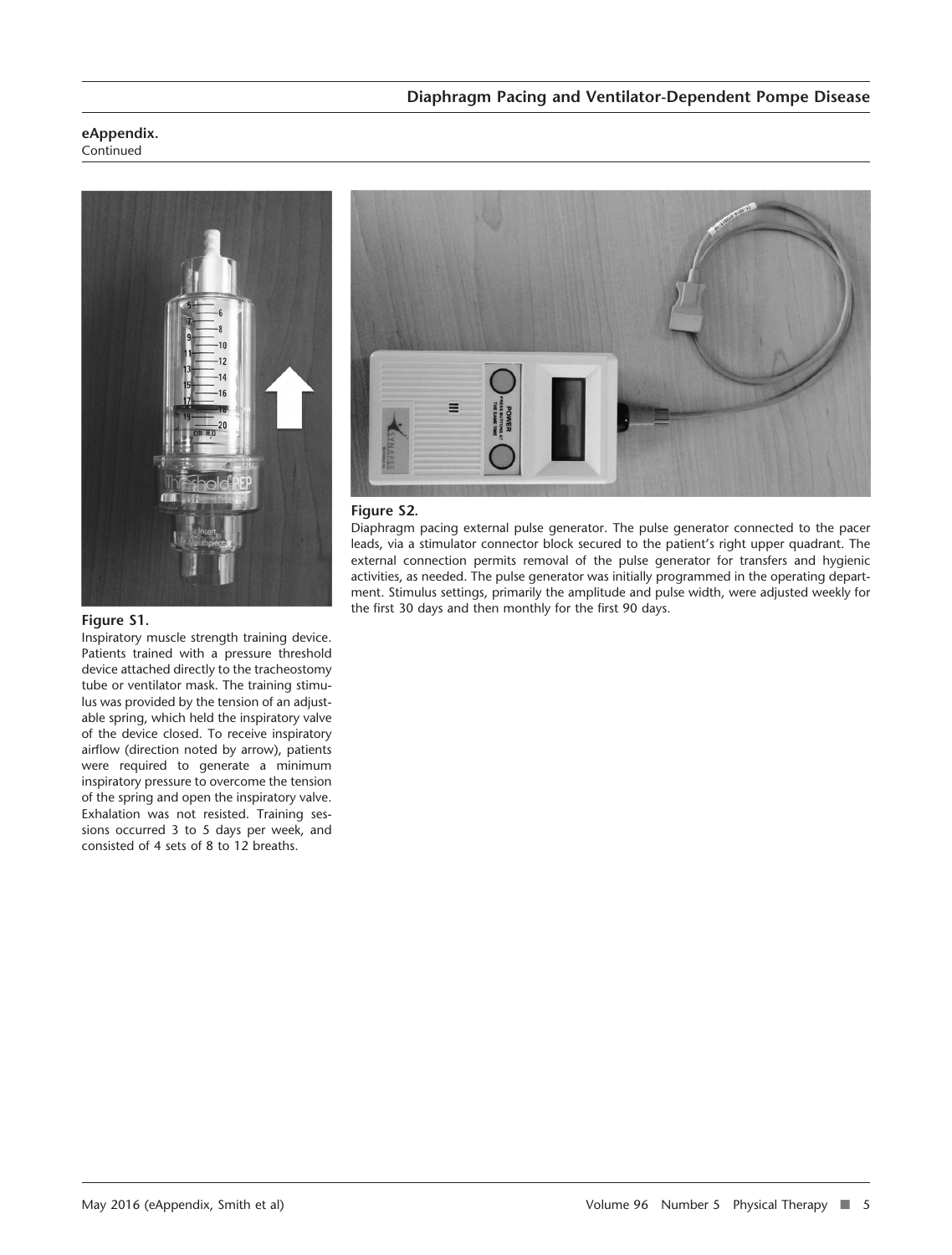**eAppendix.**
Continued

**Figure S1.**
Inspiratory muscle strength training device. Patients trained with a pressure threshold device attached directly to the tracheostomy tube or ventilator mask. The training stimulus was provided by the tension of an adjustable spring, which held the inspiratory valve of the device closed. To receive inspiratory airflow (direction noted by arrow), patients were required to generate a minimum inspiratory pressure to overcome the tension of the spring and open the inspiratory valve. Exhalation was not resisted. Training sessions occurred 3 to 5 days per week, and consisted of 4 sets of 8 to 12 breaths.

**Figure S2.**
Diaphragm pacing external pulse generator. The pulse generator connected to the pacer leads, via a stimulator connector block secured to the patient's right upper quadrant. The external connection permits removal of the pulse generator for transfers and hygienic activities, as needed. The pulse generator was initially programmed in the operating department. Stimulus settings, primarily the amplitude and pulse width, were adjusted weekly for the first 30 days and then monthly for the first 90 days.